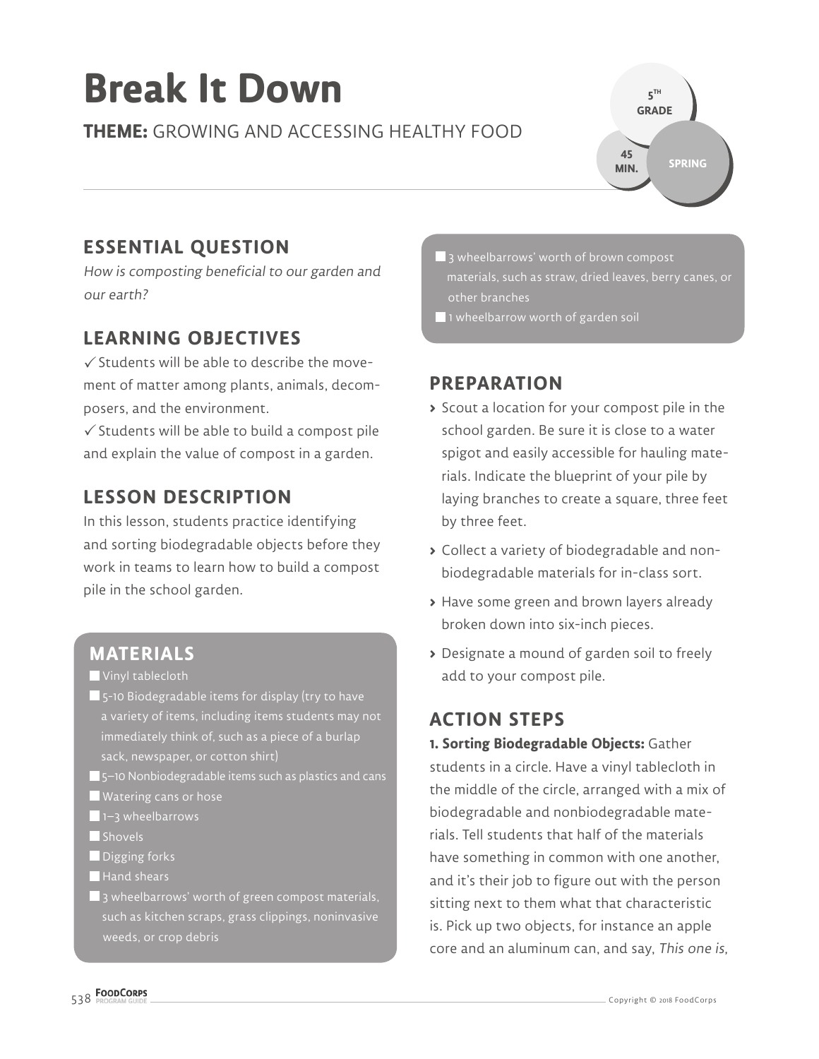# Break It Down

**THEME:** GROWING AND ACCESSING HEALTHY FOOD

5TH GRADE | 45 MIN. | SPRING

## ESSENTIAL QUESTION

*How is composting beneficial to our garden and our earth?*

## LEARNING OBJECTIVES

✓ Students will be able to describe the movement of matter among plants, animals, decomposers, and the environment.

✓ Students will be able to build a compost pile and explain the value of compost in a garden.

## LESSON DESCRIPTION

In this lesson, students practice identifying and sorting biodegradable objects before they work in teams to learn how to build a compost pile in the school garden.

## MATERIALS

- Vinyl tablecloth
- 5-10 Biodegradable items for display (try to have a variety of items, including items students may not immediately think of, such as a piece of a burlap sack, newspaper, or cotton shirt)
- 5–10 Nonbiodegradable items such as plastics and cans
- Watering cans or hose
- 1–3 wheelbarrows
- Shovels
- Digging forks
- Hand shears
- 3 wheelbarrows' worth of green compost materials, such as kitchen scraps, grass clippings, noninvasive weeds, or crop debris
- 3 wheelbarrows' worth of brown compost materials, such as straw, dried leaves, berry canes, or other branches
- 1 wheelbarrow worth of garden soil

## PREPARATION

- Scout a location for your compost pile in the school garden. Be sure it is close to a water spigot and easily accessible for hauling materials. Indicate the blueprint of your pile by laying branches to create a square, three feet by three feet.
- Collect a variety of biodegradable and nonbiodegradable materials for in-class sort.
- Have some green and brown layers already broken down into six-inch pieces.
- Designate a mound of garden soil to freely add to your compost pile.

## ACTION STEPS

**1. Sorting Biodegradable Objects:** Gather students in a circle. Have a vinyl tablecloth in the middle of the circle, arranged with a mix of biodegradable and nonbiodegradable materials. Tell students that half of the materials have something in common with one another, and it's their job to figure out with the person sitting next to them what that characteristic is. Pick up two objects, for instance an apple core and an aluminum can, and say, *This one is,*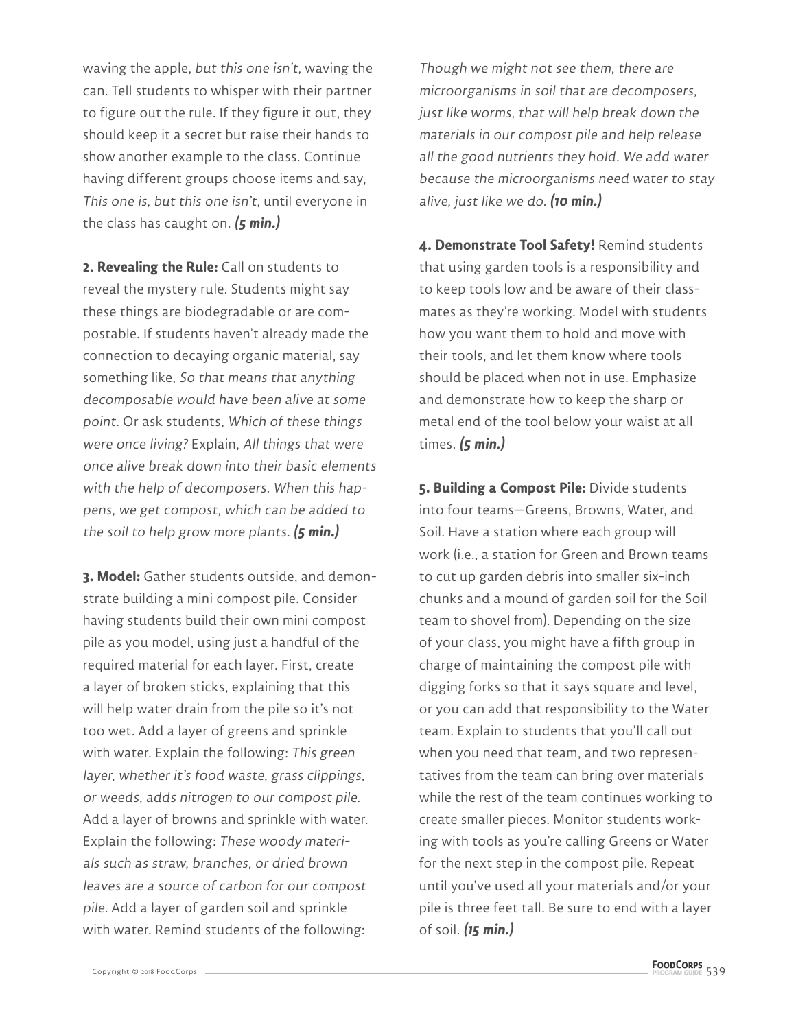waving the apple, *but this one isn't*, waving the can. Tell students to whisper with their partner to figure out the rule. If they figure it out, they should keep it a secret but raise their hands to show another example to the class. Continue having different groups choose items and say, *This one is, but this one isn't*, until everyone in the class has caught on. ***(5 min.)***

**2. Revealing the Rule:** Call on students to reveal the mystery rule. Students might say these things are biodegradable or are compostable. If students haven't already made the connection to decaying organic material, say something like, *So that means that anything decomposable would have been alive at some point*. Or ask students, *Which of these things were once living?* Explain, *All things that were once alive break down into their basic elements with the help of decomposers. When this happens, we get compost, which can be added to the soil to help grow more plants.* ***(5 min.)***

**3. Model:** Gather students outside, and demonstrate building a mini compost pile. Consider having students build their own mini compost pile as you model, using just a handful of the required material for each layer. First, create a layer of broken sticks, explaining that this will help water drain from the pile so it's not too wet. Add a layer of greens and sprinkle with water. Explain the following: *This green layer, whether it's food waste, grass clippings, or weeds, adds nitrogen to our compost pile*. Add a layer of browns and sprinkle with water. Explain the following: *These woody materials such as straw, branches, or dried brown leaves are a source of carbon for our compost pile*. Add a layer of garden soil and sprinkle with water. Remind students of the following: *Though we might not see them, there are microorganisms in soil that are decomposers, just like worms, that will help break down the materials in our compost pile and help release all the good nutrients they hold. We add water because the microorganisms need water to stay alive, just like we do.* ***(10 min.)***

**4. Demonstrate Tool Safety!** Remind students that using garden tools is a responsibility and to keep tools low and be aware of their classmates as they're working. Model with students how you want them to hold and move with their tools, and let them know where tools should be placed when not in use. Emphasize and demonstrate how to keep the sharp or metal end of the tool below your waist at all times. ***(5 min.)***

**5. Building a Compost Pile:** Divide students into four teams—Greens, Browns, Water, and Soil. Have a station where each group will work (i.e., a station for Green and Brown teams to cut up garden debris into smaller six-inch chunks and a mound of garden soil for the Soil team to shovel from). Depending on the size of your class, you might have a fifth group in charge of maintaining the compost pile with digging forks so that it says square and level, or you can add that responsibility to the Water team. Explain to students that you'll call out when you need that team, and two representatives from the team can bring over materials while the rest of the team continues working to create smaller pieces. Monitor students working with tools as you're calling Greens or Water for the next step in the compost pile. Repeat until you've used all your materials and/or your pile is three feet tall. Be sure to end with a layer of soil. ***(15 min.)***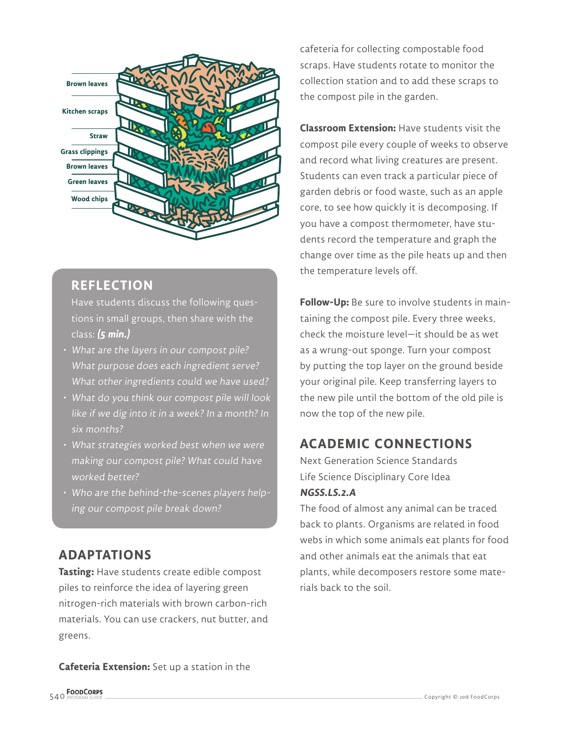Brown leaves

Kitchen scraps

Straw

Grass clippings

Brown leaves

Green leaves

Wood chips

## REFLECTION

Have students discuss the following questions in small groups, then share with the class: ***(5 min.)***

- *What are the layers in our compost pile? What purpose does each ingredient serve? What other ingredients could we have used?*
- *What do you think our compost pile will look like if we dig into it in a week? In a month? In six months?*
- *What strategies worked best when we were making our compost pile? What could have worked better?*
- *Who are the behind-the-scenes players helping our compost pile break down?*

## ADAPTATIONS

**Tasting:** Have students create edible compost piles to reinforce the idea of layering green nitrogen-rich materials with brown carbon-rich materials. You can use crackers, nut butter, and greens.

**Cafeteria Extension:** Set up a station in the cafeteria for collecting compostable food scraps. Have students rotate to monitor the collection station and to add these scraps to the compost pile in the garden.

**Classroom Extension:** Have students visit the compost pile every couple of weeks to observe and record what living creatures are present. Students can even track a particular piece of garden debris or food waste, such as an apple core, to see how quickly it is decomposing. If you have a compost thermometer, have students record the temperature and graph the change over time as the pile heats up and then the temperature levels off.

**Follow-Up:** Be sure to involve students in maintaining the compost pile. Every three weeks, check the moisture level—it should be as wet as a wrung-out sponge. Turn your compost by putting the top layer on the ground beside your original pile. Keep transferring layers to the new pile until the bottom of the old pile is now the top of the new pile.

## ACADEMIC CONNECTIONS

Next Generation Science Standards

Life Science Disciplinary Core Idea

***NGSS.LS.2.A***

The food of almost any animal can be traced back to plants. Organisms are related in food webs in which some animals eat plants for food and other animals eat the animals that eat plants, while decomposers restore some materials back to the soil.